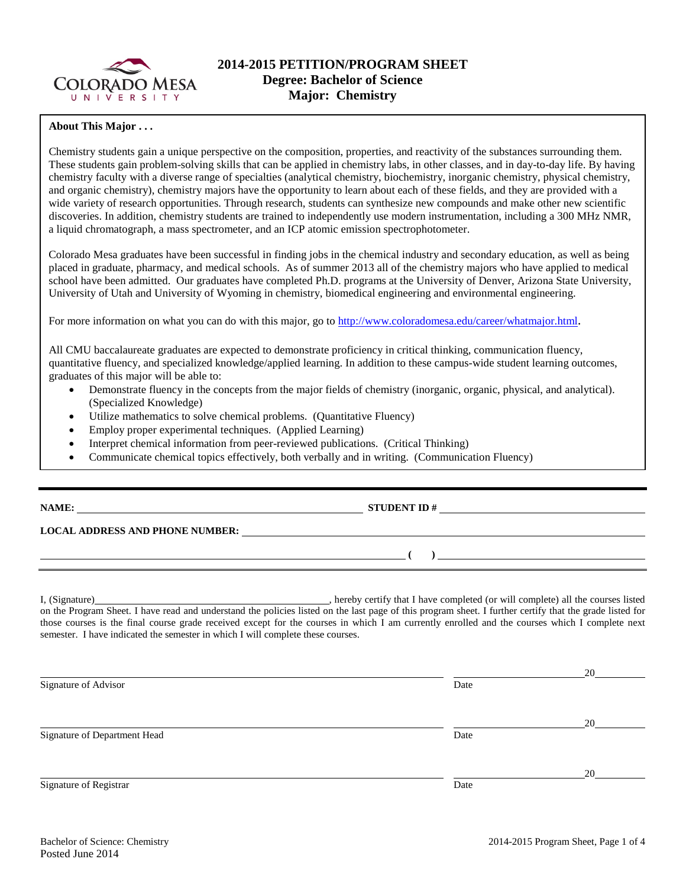# 2014-2015 PETITION/PROGRAM SHEET
## Degree: Bachelor of Science
## Major: Chemistry

**About This Major . . .**

Chemistry students gain a unique perspective on the composition, properties, and reactivity of the substances surrounding them. These students gain problem-solving skills that can be applied in chemistry labs, in other classes, and in day-to-day life. By having chemistry faculty with a diverse range of specialties (analytical chemistry, biochemistry, inorganic chemistry, physical chemistry, and organic chemistry), chemistry majors have the opportunity to learn about each of these fields, and they are provided with a wide variety of research opportunities. Through research, students can synthesize new compounds and make other new scientific discoveries. In addition, chemistry students are trained to independently use modern instrumentation, including a 300 MHz NMR, a liquid chromatograph, a mass spectrometer, and an ICP atomic emission spectrophotometer.

Colorado Mesa graduates have been successful in finding jobs in the chemical industry and secondary education, as well as being placed in graduate, pharmacy, and medical schools. As of summer 2013 all of the chemistry majors who have applied to medical school have been admitted. Our graduates have completed Ph.D. programs at the University of Denver, Arizona State University, University of Utah and University of Wyoming in chemistry, biomedical engineering and environmental engineering.

For more information on what you can do with this major, go to http://www.coloradomesa.edu/career/whatmajor.html.

All CMU baccalaureate graduates are expected to demonstrate proficiency in critical thinking, communication fluency, quantitative fluency, and specialized knowledge/applied learning. In addition to these campus-wide student learning outcomes, graduates of this major will be able to:

- Demonstrate fluency in the concepts from the major fields of chemistry (inorganic, organic, physical, and analytical). (Specialized Knowledge)
- Utilize mathematics to solve chemical problems. (Quantitative Fluency)
- Employ proper experimental techniques. (Applied Learning)
- Interpret chemical information from peer-reviewed publications. (Critical Thinking)
- Communicate chemical topics effectively, both verbally and in writing. (Communication Fluency)

---

**NAME:** ______________________ **STUDENT ID #** ______________________

**LOCAL ADDRESS AND PHONE NUMBER:** ______________________

______________________ **( )** ______________________

---

I, (Signature)______________________, hereby certify that I have completed (or will complete) all the courses listed on the Program Sheet. I have read and understand the policies listed on the last page of this program sheet. I further certify that the grade listed for those courses is the final course grade received except for the courses in which I am currently enrolled and the courses which I complete next semester. I have indicated the semester in which I will complete these courses.

______________________ ______________________20______
Signature of Advisor Date

______________________ ______________________20______
Signature of Department Head Date

______________________ ______________________20______
Signature of Registrar Date

Bachelor of Science: Chemistry
Posted June 2014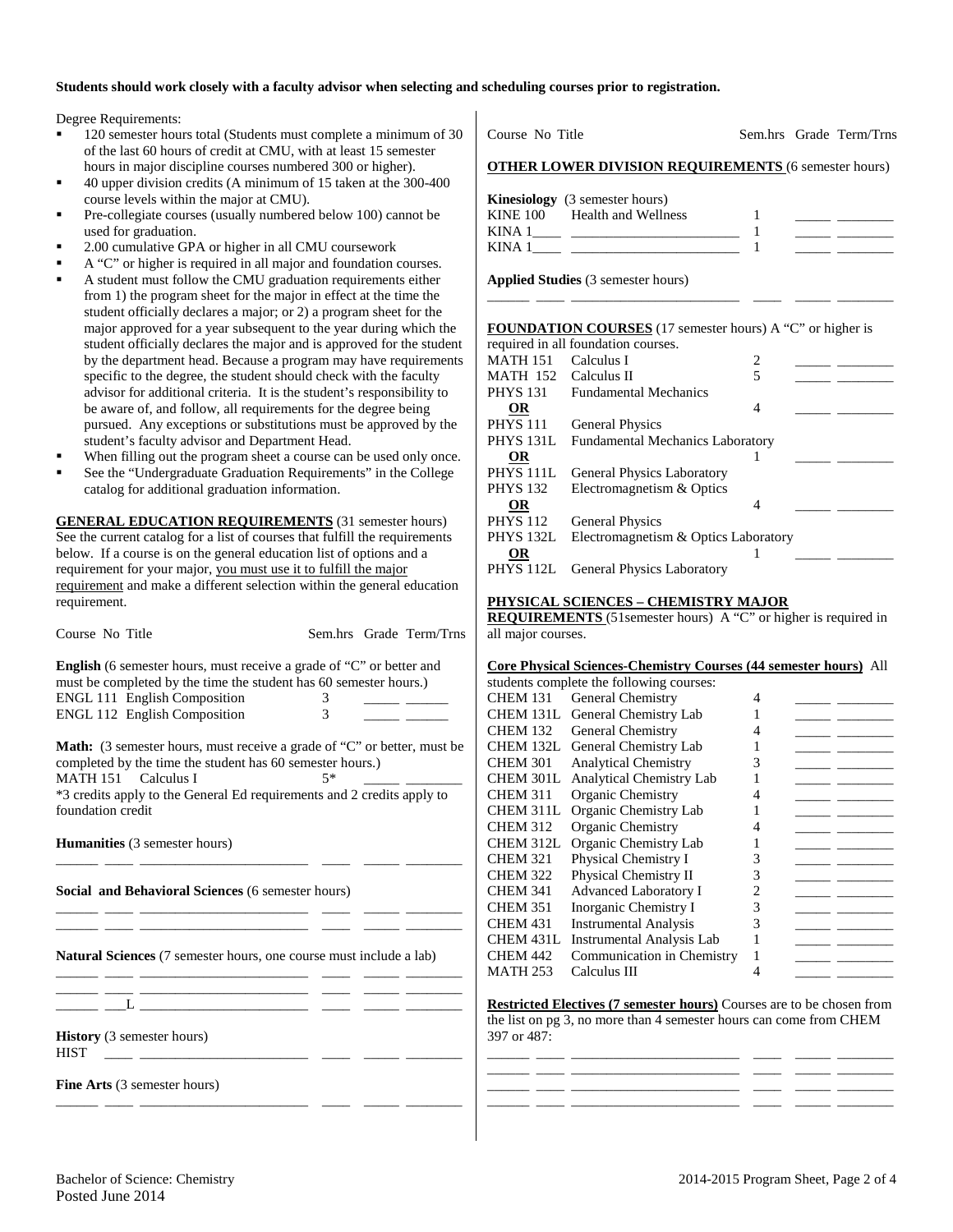**Students should work closely with a faculty advisor when selecting and scheduling courses prior to registration.**

Degree Requirements:

- 120 semester hours total (Students must complete a minimum of 30 of the last 60 hours of credit at CMU, with at least 15 semester hours in major discipline courses numbered 300 or higher).
- 40 upper division credits (A minimum of 15 taken at the 300-400 course levels within the major at CMU).
- Pre-collegiate courses (usually numbered below 100) cannot be used for graduation.
- 2.00 cumulative GPA or higher in all CMU coursework
- A "C" or higher is required in all major and foundation courses.
- A student must follow the CMU graduation requirements either from 1) the program sheet for the major in effect at the time the student officially declares a major; or 2) a program sheet for the major approved for a year subsequent to the year during which the student officially declares the major and is approved for the student by the department head. Because a program may have requirements specific to the degree, the student should check with the faculty advisor for additional criteria. It is the student's responsibility to be aware of, and follow, all requirements for the degree being pursued. Any exceptions or substitutions must be approved by the student's faculty advisor and Department Head.
- When filling out the program sheet a course can be used only once.
- See the "Undergraduate Graduation Requirements" in the College catalog for additional graduation information.

## GENERAL EDUCATION REQUIREMENTS (31 semester hours)

See the current catalog for a list of courses that fulfill the requirements below. If a course is on the general education list of options and a requirement for your major, you must use it to fulfill the major requirement and make a different selection within the general education requirement.

| Course No | Title | Sem.hrs | Grade | Term/Trns |
|---|---|---|---|---|

**English** (6 semester hours, must receive a grade of "C" or better and must be completed by the time the student has 60 semester hours.)

| Course No | Title | Sem.hrs | Grade | Term/Trns |
|---|---|---|---|---|
| ENGL 111 | English Composition | 3 | _____ | ______ |
| ENGL 112 | English Composition | 3 | _____ | ______ |

**Math:** (3 semester hours, must receive a grade of "C" or better, must be completed by the time the student has 60 semester hours.)

| Course No | Title | Sem.hrs | Grade | Term/Trns |
|---|---|---|---|---|
| MATH 151 | Calculus I | 5* | _____ | ________ |

*3 credits apply to the General Ed requirements and 2 credits apply to foundation credit

**Humanities** (3 semester hours)

______ ____ ________________________ ____ _____ ________

**Social and Behavioral Sciences** (6 semester hours)

______ ____ ________________________ ____ _____ ________
______ ____ ________________________ ____ _____ ________

**Natural Sciences** (7 semester hours, one course must include a lab)

______ ____ ________________________ ____ _____ ________
______ ____ ________________________ ____ _____ ________
______ ___L ________________________ ____ _____ ________

**History** (3 semester hours)

HIST ____ ________________________ ____ _____ ________

**Fine Arts** (3 semester hours)

______ ____ ________________________ ____ _____ ________

| Course No | Title | Sem.hrs | Grade | Term/Trns |
|---|---|---|---|---|

## OTHER LOWER DIVISION REQUIREMENTS (6 semester hours)

**Kinesiology** (3 semester hours)

| Course No | Title | Sem.hrs | Grade | Term/Trns |
|---|---|---|---|---|
| KINE 100 | Health and Wellness | 1 | _____ | ________ |
| KINA 1____ | ________________________ | 1 | _____ | ________ |
| KINA 1____ | ________________________ | 1 | _____ | ________ |

**Applied Studies** (3 semester hours)

______ ____ ________________________ ____ _____ ________

## FOUNDATION COURSES (17 semester hours) A "C" or higher is required in all foundation courses.

| Course No | Title | Sem.hrs | Grade | Term/Trns |
|---|---|---|---|---|
| MATH 151 | Calculus I | 2 | _____ | ________ |
| MATH 152 | Calculus II | 5 | _____ | ________ |
| PHYS 131 **OR** PHYS 111 | Fundamental Mechanics **OR** General Physics | 4 | _____ | ________ |
| PHYS 131L **OR** PHYS 111L | Fundamental Mechanics Laboratory **OR** General Physics Laboratory | 1 | _____ | ________ |
| PHYS 132 **OR** PHYS 112 | Electromagnetism & Optics **OR** General Physics | 4 | _____ | ________ |
| PHYS 132L **OR** PHYS 112L | Electromagnetism & Optics Laboratory **OR** General Physics Laboratory | 1 | _____ | ________ |

## PHYSICAL SCIENCES – CHEMISTRY MAJOR REQUIREMENTS (51semester hours) A "C" or higher is required in all major courses.

**Core Physical Sciences-Chemistry Courses (44 semester hours)** All students complete the following courses:

| Course No | Title | Sem.hrs | Grade | Term/Trns |
|---|---|---|---|---|
| CHEM 131 | General Chemistry | 4 | _____ | ________ |
| CHEM 131L | General Chemistry Lab | 1 | _____ | ________ |
| CHEM 132 | General Chemistry | 4 | _____ | ________ |
| CHEM 132L | General Chemistry Lab | 1 | _____ | ________ |
| CHEM 301 | Analytical Chemistry | 3 | _____ | ________ |
| CHEM 301L | Analytical Chemistry Lab | 1 | _____ | ________ |
| CHEM 311 | Organic Chemistry | 4 | _____ | ________ |
| CHEM 311L | Organic Chemistry Lab | 1 | _____ | ________ |
| CHEM 312 | Organic Chemistry | 4 | _____ | ________ |
| CHEM 312L | Organic Chemistry Lab | 1 | _____ | ________ |
| CHEM 321 | Physical Chemistry I | 3 | _____ | ________ |
| CHEM 322 | Physical Chemistry II | 3 | _____ | ________ |
| CHEM 341 | Advanced Laboratory I | 2 | _____ | ________ |
| CHEM 351 | Inorganic Chemistry I | 3 | _____ | ________ |
| CHEM 431 | Instrumental Analysis | 3 | _____ | ________ |
| CHEM 431L | Instrumental Analysis Lab | 1 | _____ | ________ |
| CHEM 442 | Communication in Chemistry | 1 | _____ | ________ |
| MATH 253 | Calculus III | 4 | _____ | ________ |

**Restricted Electives (7 semester hours)** Courses are to be chosen from the list on pg 3, no more than 4 semester hours can come from CHEM 397 or 487:

______ ____ ________________________ ____ _____ ________
______ ____ ________________________ ____ _____ ________
______ ____ ________________________ ____ _____ ________
______ ____ ________________________ ____ _____ ________

Bachelor of Science: Chemistry
Posted June 2014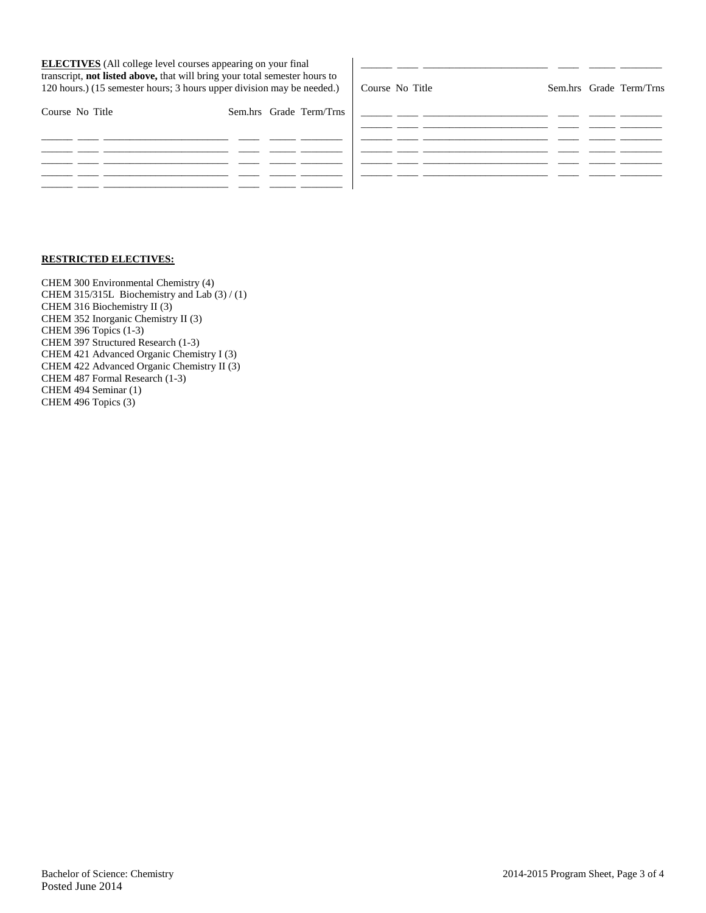**ELECTIVES** (All college level courses appearing on your final transcript, **not listed above,** that will bring your total semester hours to 120 hours.) (15 semester hours; 3 hours upper division may be needed.)

| Course | No | Title | Sem.hrs | Grade | Term/Trns |
|---|---|---|---|---|---|
| | | | | | |
| | | | | | |
| | | | | | |
| | | | | | |
| | | | | | |
| | | | | | |
| | | | | | |
| | | | | | |
| | | | | | |
| | | | | | |
| | | | | | |

**RESTRICTED ELECTIVES:**

CHEM 300 Environmental Chemistry (4)
CHEM 315/315L Biochemistry and Lab (3) / (1)
CHEM 316 Biochemistry II (3)
CHEM 352 Inorganic Chemistry II (3)
CHEM 396 Topics (1-3)
CHEM 397 Structured Research (1-3)
CHEM 421 Advanced Organic Chemistry I (3)
CHEM 422 Advanced Organic Chemistry II (3)
CHEM 487 Formal Research (1-3)
CHEM 494 Seminar (1)
CHEM 496 Topics (3)

Bachelor of Science: Chemistry
Posted June 2014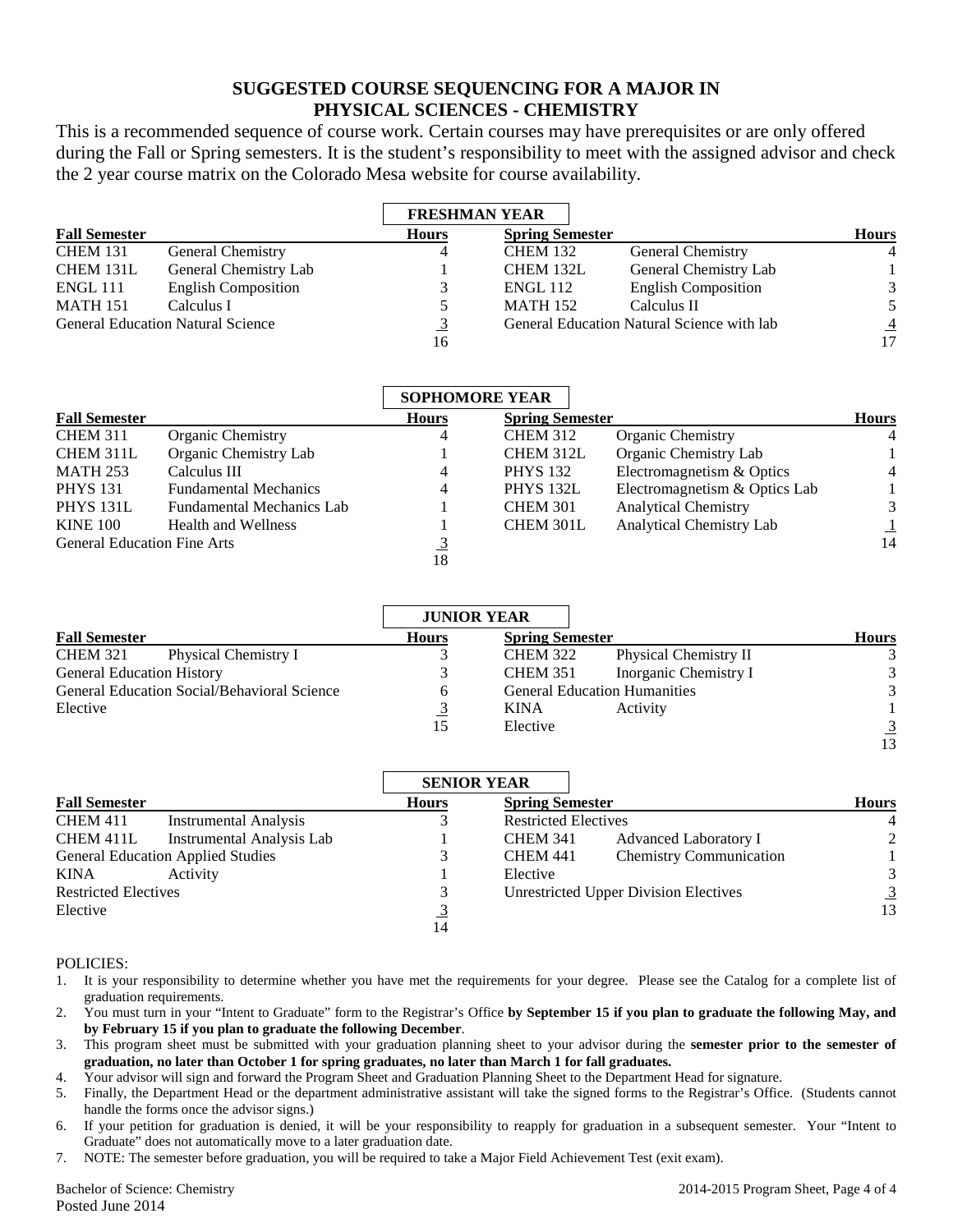# SUGGESTED COURSE SEQUENCING FOR A MAJOR IN PHYSICAL SCIENCES - CHEMISTRY

This is a recommended sequence of course work. Certain courses may have prerequisites or are only offered during the Fall or Spring semesters. It is the student's responsibility to meet with the assigned advisor and check the 2 year course matrix on the Colorado Mesa website for course availability.

## FRESHMAN YEAR

| Fall Semester | | Hours | Spring Semester | | Hours |
|---|---|---|---|---|---|
| CHEM 131 | General Chemistry | 4 | CHEM 132 | General Chemistry | 4 |
| CHEM 131L | General Chemistry Lab | 1 | CHEM 132L | General Chemistry Lab | 1 |
| ENGL 111 | English Composition | 3 | ENGL 112 | English Composition | 3 |
| MATH 151 | Calculus I | 5 | MATH 152 | Calculus II | 5 |
| General Education Natural Science | | 3 | General Education Natural Science with lab | | 4 |
| | | 16 | | | 17 |

## SOPHOMORE YEAR

| Fall Semester | | Hours | Spring Semester | | Hours |
|---|---|---|---|---|---|
| CHEM 311 | Organic Chemistry | 4 | CHEM 312 | Organic Chemistry | 4 |
| CHEM 311L | Organic Chemistry Lab | 1 | CHEM 312L | Organic Chemistry Lab | 1 |
| MATH 253 | Calculus III | 4 | PHYS 132 | Electromagnetism & Optics | 4 |
| PHYS 131 | Fundamental Mechanics | 4 | PHYS 132L | Electromagnetism & Optics Lab | 1 |
| PHYS 131L | Fundamental Mechanics Lab | 1 | CHEM 301 | Analytical Chemistry | 3 |
| KINE 100 | Health and Wellness | 1 | CHEM 301L | Analytical Chemistry Lab | 1 |
| General Education Fine Arts | | 3 | | | 14 |
| | | 18 | | | |

## JUNIOR YEAR

| Fall Semester | | Hours | Spring Semester | | Hours |
|---|---|---|---|---|---|
| CHEM 321 | Physical Chemistry I | 3 | CHEM 322 | Physical Chemistry II | 3 |
| General Education History | | 3 | CHEM 351 | Inorganic Chemistry I | 3 |
| General Education Social/Behavioral Science | | 6 | General Education Humanities | | 3 |
| Elective | | 3 | KINA | Activity | 1 |
| | | 15 | Elective | | 3 |
| | | | | | 13 |

## SENIOR YEAR

| Fall Semester | | Hours | Spring Semester | | Hours |
|---|---|---|---|---|---|
| CHEM 411 | Instrumental Analysis | 3 | Restricted Electives | | 4 |
| CHEM 411L | Instrumental Analysis Lab | 1 | CHEM 341 | Advanced Laboratory I | 2 |
| General Education Applied Studies | | 3 | CHEM 441 | Chemistry Communication | 1 |
| KINA | Activity | 1 | Elective | | 3 |
| Restricted Electives | | 3 | Unrestricted Upper Division Electives | | 3 |
| Elective | | 3 | | | 13 |
| | | 14 | | | |

POLICIES:

1. It is your responsibility to determine whether you have met the requirements for your degree. Please see the Catalog for a complete list of graduation requirements.
2. You must turn in your "Intent to Graduate" form to the Registrar's Office **by September 15 if you plan to graduate the following May, and by February 15 if you plan to graduate the following December**.
3. This program sheet must be submitted with your graduation planning sheet to your advisor during the **semester prior to the semester of graduation, no later than October 1 for spring graduates, no later than March 1 for fall graduates.**
4. Your advisor will sign and forward the Program Sheet and Graduation Planning Sheet to the Department Head for signature.
5. Finally, the Department Head or the department administrative assistant will take the signed forms to the Registrar's Office. (Students cannot handle the forms once the advisor signs.)
6. If your petition for graduation is denied, it will be your responsibility to reapply for graduation in a subsequent semester. Your "Intent to Graduate" does not automatically move to a later graduation date.
7. NOTE: The semester before graduation, you will be required to take a Major Field Achievement Test (exit exam).

Bachelor of Science: Chemistry
Posted June 2014